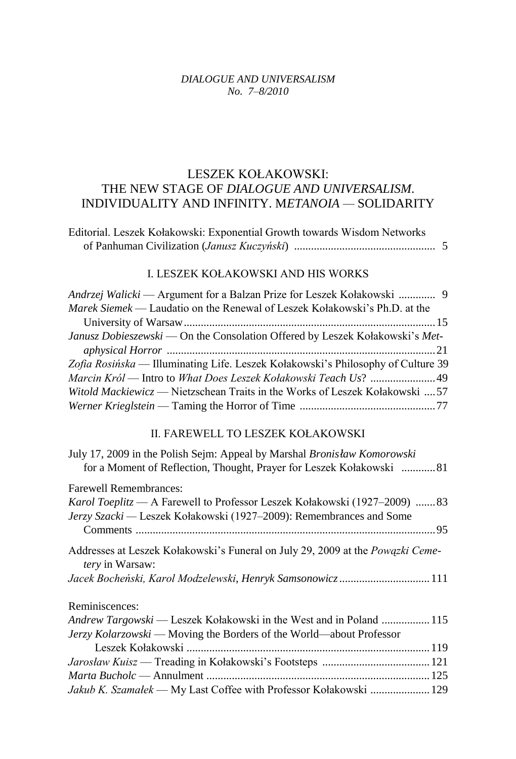*DIALOGUE AND UNIVERSALISM*
*No. 7–8/2010*

# LESZEK KOŁAKOWSKI: THE NEW STAGE OF *DIALOGUE AND UNIVERSALISM*. INDIVIDUALITY AND INFINITY. M*ETANOIA* — SOLIDARITY

Editorial. Leszek Kołakowski: Exponential Growth towards Wisdom Networks of Panhuman Civilization (*Janusz Kuczyński*) .................................................. 5

## I. LESZEK KOŁAKOWSKI AND HIS WORKS

*Andrzej Walicki* — Argument for a Balzan Prize for Leszek Kołakowski ............. 9
*Marek Siemek* — Laudatio on the Renewal of Leszek Kołakowski's Ph.D. at the University of Warsaw........................................................................................15
*Janusz Dobieszewski* — On the Consolation Offered by Leszek Kołakowski's *Metaphysical Horror* ..............................................................................................21
*Zofia Rosińska* — Illuminating Life. Leszek Kołakowski's Philosophy of Culture 39
*Marcin Król* — Intro to *What Does Leszek Kołakowski Teach Us*? .......................49
*Witold Mackiewicz* — Nietzschean Traits in the Works of Leszek Kołakowski ....57
*Werner Krieglstein* — Taming the Horror of Time ................................................77

## II. FAREWELL TO LESZEK KOŁAKOWSKI

July 17, 2009 in the Polish Sejm: Appeal by Marshal *Bronisław Komorowski* for a Moment of Reflection, Thought, Prayer for Leszek Kołakowski ............81

Farewell Remembrances:
*Karol Toeplitz* — A Farewell to Professor Leszek Kołakowski (1927–2009) .......83
*Jerzy Szacki* — Leszek Kołakowski (1927–2009): Remembrances and Some Comments .........................................................................................................95

Addresses at Leszek Kołakowski's Funeral on July 29, 2009 at the *Powązki Cemetery* in Warsaw:
*Jacek Bocheński, Karol Modzelewski*, *Henryk Samsonowicz*................................111

Reminiscences:
*Andrew Targowski* — Leszek Kołakowski in the West and in Poland .................115
*Jerzy Kolarzowski* — Moving the Borders of the World—about Professor Leszek Kołakowski .....................................................................................119
*Jarosław Kuisz* — Treading in Kołakowski's Footsteps ......................................121
*Marta Bucholc* — Annulment ..............................................................................125
*Jakub K. Szamałek* — My Last Coffee with Professor Kołakowski .....................129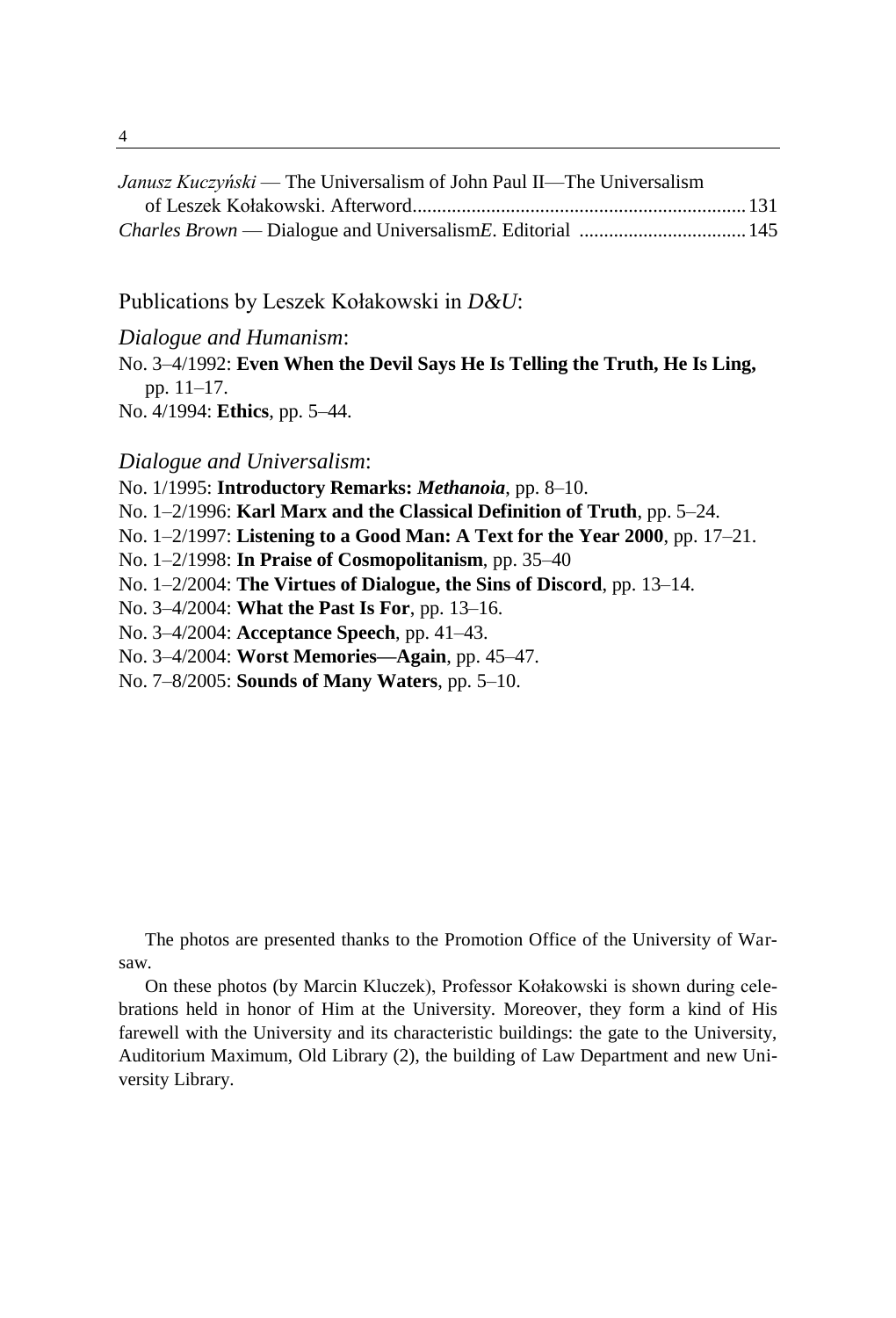*Janusz Kuczyński* — The Universalism of John Paul II—The Universalism of Leszek Kołakowski. Afterword .................................................................. 131

*Charles Brown* — Dialogue and Universalism*E*. Editorial ................................. 145

Publications by Leszek Kołakowski in *D&U*:

*Dialogue and Humanism*:

No. 3–4/1992: **Even When the Devil Says He Is Telling the Truth, He Is Ling,** pp. 11–17.

No. 4/1994: **Ethics**, pp. 5–44.

*Dialogue and Universalism*:

No. 1/1995: **Introductory Remarks: *Methanoia***, pp. 8–10.

No. 1–2/1996: **Karl Marx and the Classical Definition of Truth**, pp. 5–24.

No. 1–2/1997: **Listening to a Good Man: A Text for the Year 2000**, pp. 17–21.

No. 1–2/1998: **In Praise of Cosmopolitanism**, pp. 35–40

No. 1–2/2004: **The Virtues of Dialogue, the Sins of Discord**, pp. 13–14.

No. 3–4/2004: **What the Past Is For**, pp. 13–16.

No. 3–4/2004: **Acceptance Speech**, pp. 41–43.

No. 3–4/2004: **Worst Memories—Again**, pp. 45–47.

No. 7–8/2005: **Sounds of Many Waters**, pp. 5–10.

The photos are presented thanks to the Promotion Office of the University of Warsaw.

On these photos (by Marcin Kluczek), Professor Kołakowski is shown during celebrations held in honor of Him at the University. Moreover, they form a kind of His farewell with the University and its characteristic buildings: the gate to the University, Auditorium Maximum, Old Library (2), the building of Law Department and new University Library.